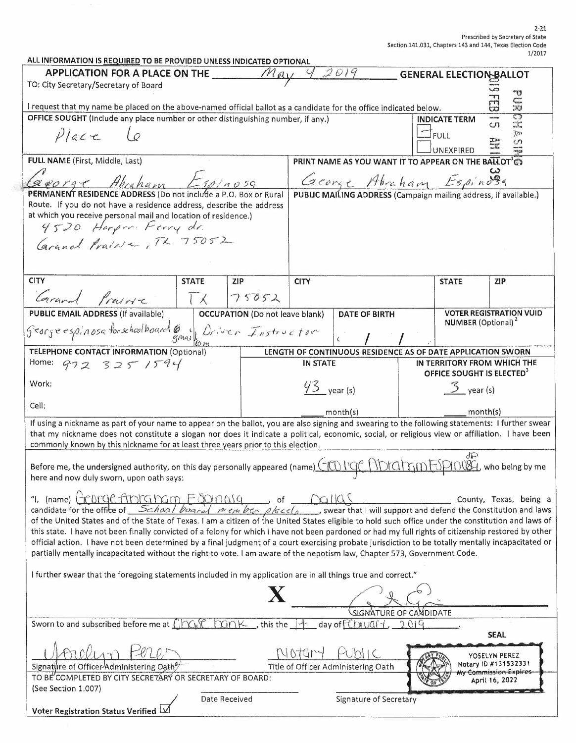2-21
Prescribed by Secretary of State
Section 141.031, Chapters 143 and 144, Texas Election Code
1/2017

ALL INFORMATION IS REQUIRED TO BE PROVIDED UNLESS INDICATED OPTIONAL

# APPLICATION FOR A PLACE ON THE May 4 2019 GENERAL ELECTION BALLOT

TO: City Secretary/Secretary of Board

2019 FEB 15 AM 11:39 PURCHASING

I request that my name be placed on the above-named official ballot as a candidate for the office indicated below.

| OFFICE SOUGHT (Include any place number or other distinguishing number, if any.) | INDICATE TERM |
|---|---|
| Place 6 | ☐ FULL ☐ UNEXPIRED |

| FULL NAME (First, Middle, Last) | PRINT NAME AS YOU WANT IT TO APPEAR ON THE BALLOT[1] |
|---|---|
| George Abraham Espinosa | George Abraham Espinosa |

| PERMANENT RESIDENCE ADDRESS (Do not include a P.O. Box or Rural Route. If you do not have a residence address, describe the address at which you receive personal mail and location of residence.) | PUBLIC MAILING ADDRESS (Campaign mailing address, if available.) |
|---|---|
| 4520 Harper Ferry dr. Grand Prairie, TX 75052 | |

| CITY | STATE | ZIP | CITY | STATE | ZIP |
|---|---|---|---|---|---|
| Grand Prairie | TX | 75052 | | | |

| PUBLIC EMAIL ADDRESS (If available) | OCCUPATION (Do not leave blank) | DATE OF BIRTH | VOTER REGISTRATION VUID NUMBER (Optional)[2] |
|---|---|---|---|
| georgeespinosaforschoolboard@gmail.com | Driver Instructor | / / | |

| TELEPHONE CONTACT INFORMATION (Optional) | LENGTH OF CONTINUOUS RESIDENCE AS OF DATE APPLICATION SWORN | |
|---|---|---|
| | IN STATE | IN TERRITORY FROM WHICH THE OFFICE SOUGHT IS ELECTED[3] |
| Home: 972 325 1594 | 43 year(s) | 3 year(s) |
| Work: | month(s) | month(s) |
| Cell: | | |

If using a nickname as part of your name to appear on the ballot, you are also signing and swearing to the following statements: I further swear that my nickname does not constitute a slogan nor does it indicate a political, economic, social, or religious view or affiliation. I have been commonly known by this nickname for at least three years prior to this election.

Before me, the undersigned authority, on this day personally appeared (name) George Abraham Espinosa, who being by me here and now duly sworn, upon oath says:

"I, (name) George Abraham Espinosa, of Dallas County, Texas, being a candidate for the office of School board member place 6, swear that I will support and defend the Constitution and laws of the United States and of the State of Texas. I am a citizen of the United States eligible to hold such office under the constitution and laws of this state. I have not been finally convicted of a felony for which I have not been pardoned or had my full rights of citizenship restored by other official action. I have not been determined by a final judgment of a court exercising probate jurisdiction to be totally mentally incapacitated or partially mentally incapacitated without the right to vote. I am aware of the nepotism law, Chapter 573, Government Code.

I further swear that the foregoing statements included in my application are in all things true and correct."

X [signature]
SIGNATURE OF CANDIDATE

Sworn to and subscribed before me at Chase bank, this the 14 day of February, 2019.

SEAL

[signature] Yoselyn Perez
Signature of Officer Administering Oath

Notary Public
Title of Officer Administering Oath

YOSELYN PEREZ
Notary ID #131532331
My Commission Expires
April 16, 2022

TO BE COMPLETED BY CITY SECRETARY OR SECRETARY OF BOARD:
(See Section 1.007)

Date Received — Signature of Secretary

Voter Registration Status Verified ☑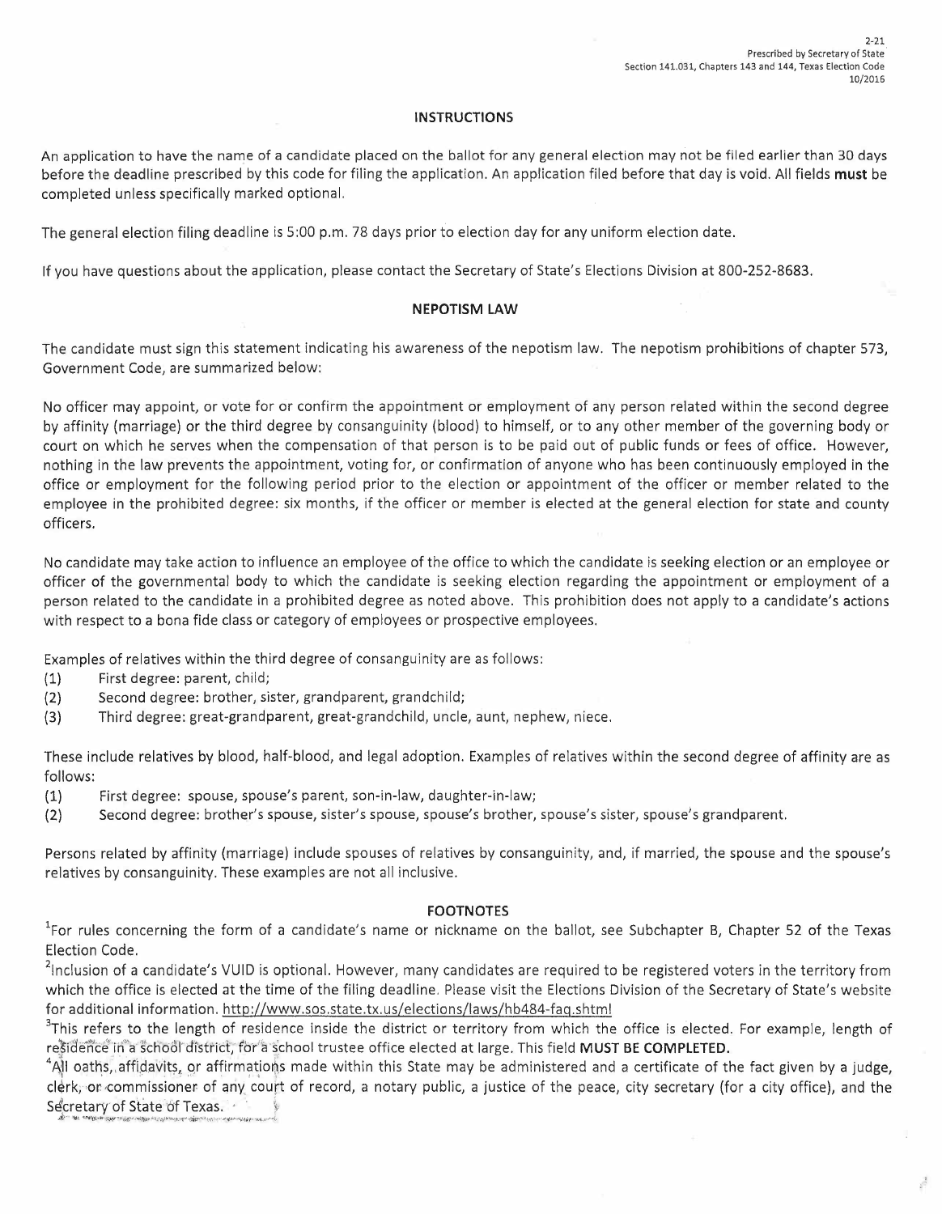2-21
Prescribed by Secretary of State
Section 141.031, Chapters 143 and 144, Texas Election Code
10/2016

## INSTRUCTIONS

An application to have the name of a candidate placed on the ballot for any general election may not be filed earlier than 30 days before the deadline prescribed by this code for filing the application. An application filed before that day is void. All fields **must** be completed unless specifically marked optional.

The general election filing deadline is 5:00 p.m. 78 days prior to election day for any uniform election date.

If you have questions about the application, please contact the Secretary of State's Elections Division at 800-252-8683.

## NEPOTISM LAW

The candidate must sign this statement indicating his awareness of the nepotism law. The nepotism prohibitions of chapter 573, Government Code, are summarized below:

No officer may appoint, or vote for or confirm the appointment or employment of any person related within the second degree by affinity (marriage) or the third degree by consanguinity (blood) to himself, or to any other member of the governing body or court on which he serves when the compensation of that person is to be paid out of public funds or fees of office. However, nothing in the law prevents the appointment, voting for, or confirmation of anyone who has been continuously employed in the office or employment for the following period prior to the election or appointment of the officer or member related to the employee in the prohibited degree: six months, if the officer or member is elected at the general election for state and county officers.

No candidate may take action to influence an employee of the office to which the candidate is seeking election or an employee or officer of the governmental body to which the candidate is seeking election regarding the appointment or employment of a person related to the candidate in a prohibited degree as noted above. This prohibition does not apply to a candidate's actions with respect to a bona fide class or category of employees or prospective employees.

Examples of relatives within the third degree of consanguinity are as follows:

(1) First degree: parent, child;
(2) Second degree: brother, sister, grandparent, grandchild;
(3) Third degree: great-grandparent, great-grandchild, uncle, aunt, nephew, niece.

These include relatives by blood, half-blood, and legal adoption. Examples of relatives within the second degree of affinity are as follows:

(1) First degree: spouse, spouse's parent, son-in-law, daughter-in-law;
(2) Second degree: brother's spouse, sister's spouse, spouse's brother, spouse's sister, spouse's grandparent.

Persons related by affinity (marriage) include spouses of relatives by consanguinity, and, if married, the spouse and the spouse's relatives by consanguinity. These examples are not all inclusive.

## FOOTNOTES

[1] For rules concerning the form of a candidate's name or nickname on the ballot, see Subchapter B, Chapter 52 of the Texas Election Code.

[2] Inclusion of a candidate's VUID is optional. However, many candidates are required to be registered voters in the territory from which the office is elected at the time of the filing deadline. Please visit the Elections Division of the Secretary of State's website for additional information. http://www.sos.state.tx.us/elections/laws/hb484-faq.shtml

[3] This refers to the length of residence inside the district or territory from which the office is elected. For example, length of residence in a school district, for a school trustee office elected at large. This field **MUST BE COMPLETED.**

[4] All oaths, affidavits, or affirmations made within this State may be administered and a certificate of the fact given by a judge, clerk, or commissioner of any court of record, a notary public, a justice of the peace, city secretary (for a city office), and the Secretary of State of Texas.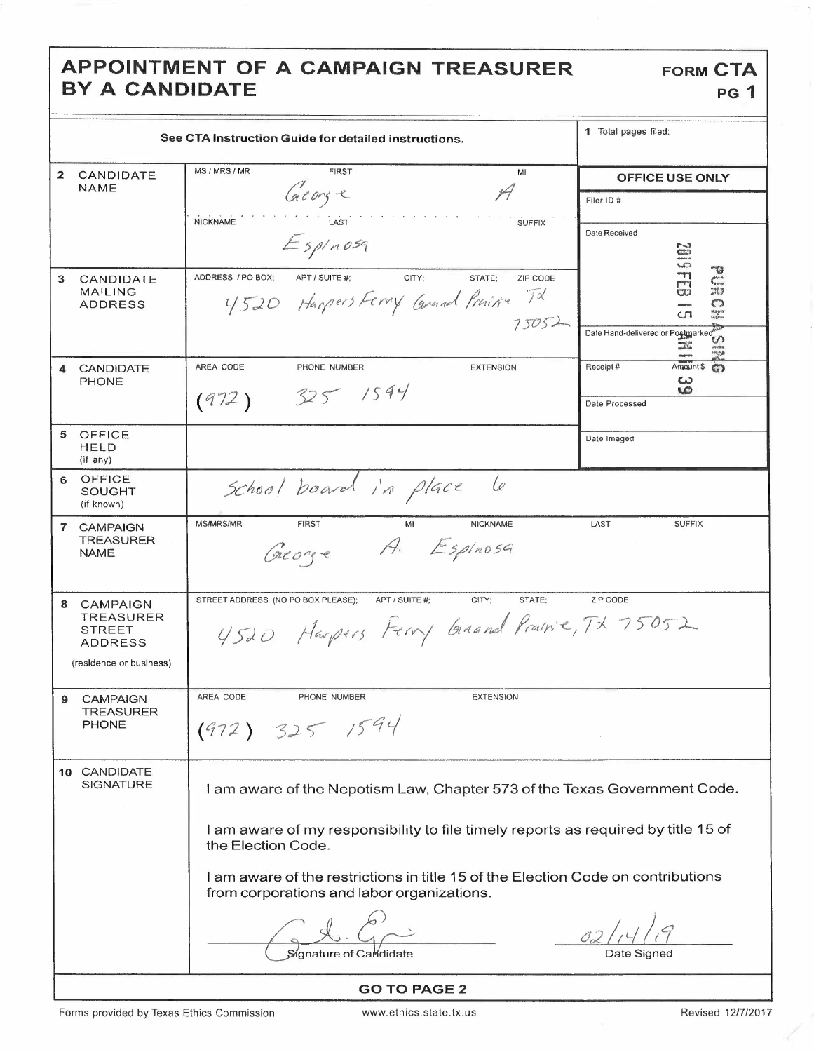# APPOINTMENT OF A CAMPAIGN TREASURER BY A CANDIDATE

**FORM CTA** PG 1

See CTA Instruction Guide for detailed instructions.

**1** Total pages filed:

| | | |
|---|---|---|
| **2 CANDIDATE NAME** | MS / MRS / MR: FIRST: George MI: A NICKNAME: LAST: Espinosa SUFFIX: | **OFFICE USE ONLY** Filer ID #: Date Received: 2019 FEB 15 AM 11:39 PURCHASING |
| **3 CANDIDATE MAILING ADDRESS** | ADDRESS / PO BOX; APT / SUITE #; CITY; STATE; ZIP CODE: 4520 Harpers Ferry Grand Prairie TX 75052 | Date Hand-delivered or Postmarked: |
| **4 CANDIDATE PHONE** | AREA CODE: (972) PHONE NUMBER: 325 1594 EXTENSION: | Receipt #: Amount $: Date Processed: |
| **5 OFFICE HELD** (if any) | | Date Imaged: |
| **6 OFFICE SOUGHT** (if known) | School board in place 6 | |
| **7 CAMPAIGN TREASURER NAME** | MS/MRS/MR: FIRST: George MI: A. NICKNAME: LAST: Espinosa SUFFIX: | |
| **8 CAMPAIGN TREASURER STREET ADDRESS** (residence or business) | STREET ADDRESS (NO PO BOX PLEASE); APT / SUITE #; CITY; STATE; ZIP CODE: 4520 Harpers Ferry Grand Prairie, TX 75052 | |
| **9 CAMPAIGN TREASURER PHONE** | AREA CODE: (972) PHONE NUMBER: 325 1594 EXTENSION: | |

**10 CANDIDATE SIGNATURE**

I am aware of the Nepotism Law, Chapter 573 of the Texas Government Code.

I am aware of my responsibility to file timely reports as required by title 15 of the Election Code.

I am aware of the restrictions in title 15 of the Election Code on contributions from corporations and labor organizations.

[Signature] Signature of Candidate — 02/14/19 Date Signed

**GO TO PAGE 2**

Forms provided by Texas Ethics Commission — www.ethics.state.tx.us — Revised 12/7/2017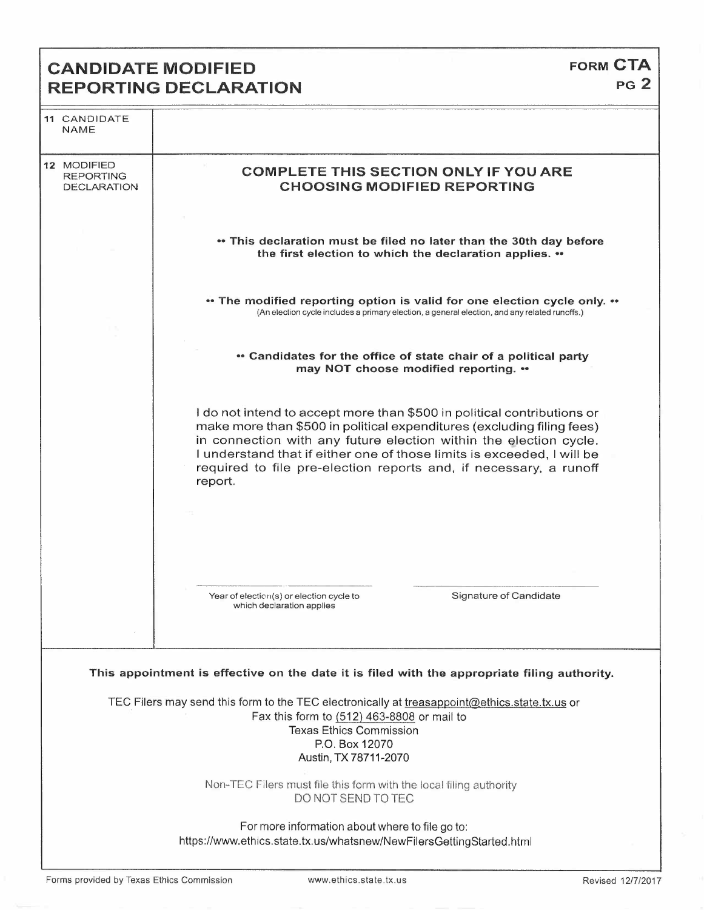# CANDIDATE MODIFIED REPORTING DECLARATION

**FORM CTA PG 2**

| | |
|---|---|
| 11 CANDIDATE NAME | |
| 12 MODIFIED REPORTING DECLARATION | **COMPLETE THIS SECTION ONLY IF YOU ARE CHOOSING MODIFIED REPORTING** |

**•• This declaration must be filed no later than the 30th day before the first election to which the declaration applies. ••**

**•• The modified reporting option is valid for one election cycle only. ••**
(An election cycle includes a primary election, a general election, and any related runoffs.)

**•• Candidates for the office of state chair of a political party may NOT choose modified reporting. ••**

I do not intend to accept more than $500 in political contributions or make more than $500 in political expenditures (excluding filing fees) in connection with any future election within the election cycle. I understand that if either one of those limits is exceeded, I will be required to file pre-election reports and, if necessary, a runoff report.

Year of election(s) or election cycle to which declaration applies

Signature of Candidate

**This appointment is effective on the date it is filed with the appropriate filing authority.**

TEC Filers may send this form to the TEC electronically at treasappoint@ethics.state.tx.us or
Fax this form to (512) 463-8808 or mail to
Texas Ethics Commission
P.O. Box 12070
Austin, TX 78711-2070

Non-TEC Filers must file this form with the local filing authority
DO NOT SEND TO TEC

For more information about where to file go to:
https://www.ethics.state.tx.us/whatsnew/NewFilersGettingStarted.html

Forms provided by Texas Ethics Commission www.ethics.state.tx.us Revised 12/7/2017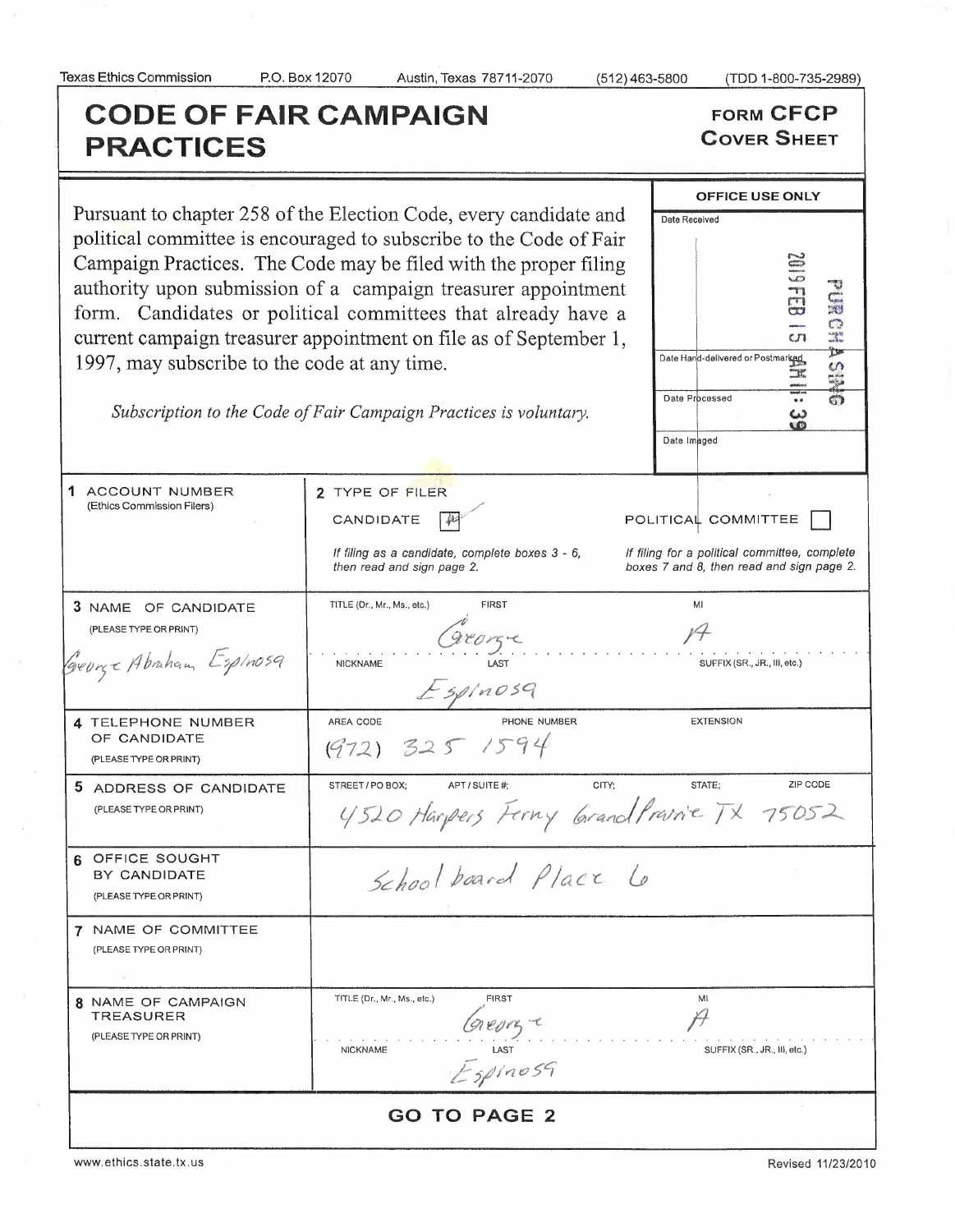Texas Ethics Commission P.O. Box 12070 Austin, Texas 78711-2070 (512) 463-5800 (TDD 1-800-735-2989)

# CODE OF FAIR CAMPAIGN PRACTICES

**FORM CFCP**
**COVER SHEET**

Pursuant to chapter 258 of the Election Code, every candidate and political committee is encouraged to subscribe to the Code of Fair Campaign Practices. The Code may be filed with the proper filing authority upon submission of a campaign treasurer appointment form. Candidates or political committees that already have a current campaign treasurer appointment on file as of September 1, 1997, may subscribe to the code at any time.

*Subscription to the Code of Fair Campaign Practices is voluntary.*

| OFFICE USE ONLY |
| --- |
| Date Received: 2019 FEB 15 AM 11:39 PURCHASING |
| Date Hand-delivered or Postmarked |
| Date Processed |
| Date Imaged |

| | | |
| --- | --- | --- |
| **1** ACCOUNT NUMBER (Ethics Commission Filers) | **2** TYPE OF FILER<br>CANDIDATE [X]<br>*If filing as a candidate, complete boxes 3 - 6, then read and sign page 2.* | POLITICAL COMMITTEE [ ]<br>*If filing for a political committee, complete boxes 7 and 8, then read and sign page 2.* |
| **3** NAME OF CANDIDATE (PLEASE TYPE OR PRINT)<br>George Abraham Espinosa | TITLE (Dr., Mr., Ms., etc.): FIRST: George<br>NICKNAME: LAST: Espinosa | MI: A<br>SUFFIX (SR., JR., III, etc.): |
| **4** TELEPHONE NUMBER OF CANDIDATE (PLEASE TYPE OR PRINT) | AREA CODE: (972) PHONE NUMBER: 325 1594 | EXTENSION: |
| **5** ADDRESS OF CANDIDATE (PLEASE TYPE OR PRINT) | STREET / PO BOX; APT / SUITE #; CITY; STATE; ZIP CODE<br>4520 Harpers Ferry Grand Prairie TX 75052 | |
| **6** OFFICE SOUGHT BY CANDIDATE (PLEASE TYPE OR PRINT) | School board Place 6 | |
| **7** NAME OF COMMITTEE (PLEASE TYPE OR PRINT) | | |
| **8** NAME OF CAMPAIGN TREASURER (PLEASE TYPE OR PRINT) | TITLE (Dr., Mr., Ms., etc.): FIRST: George<br>NICKNAME: LAST: Espinosa | MI: A<br>SUFFIX (SR., JR., III, etc.): |

**GO TO PAGE 2**

www.ethics.state.tx.us Revised 11/23/2010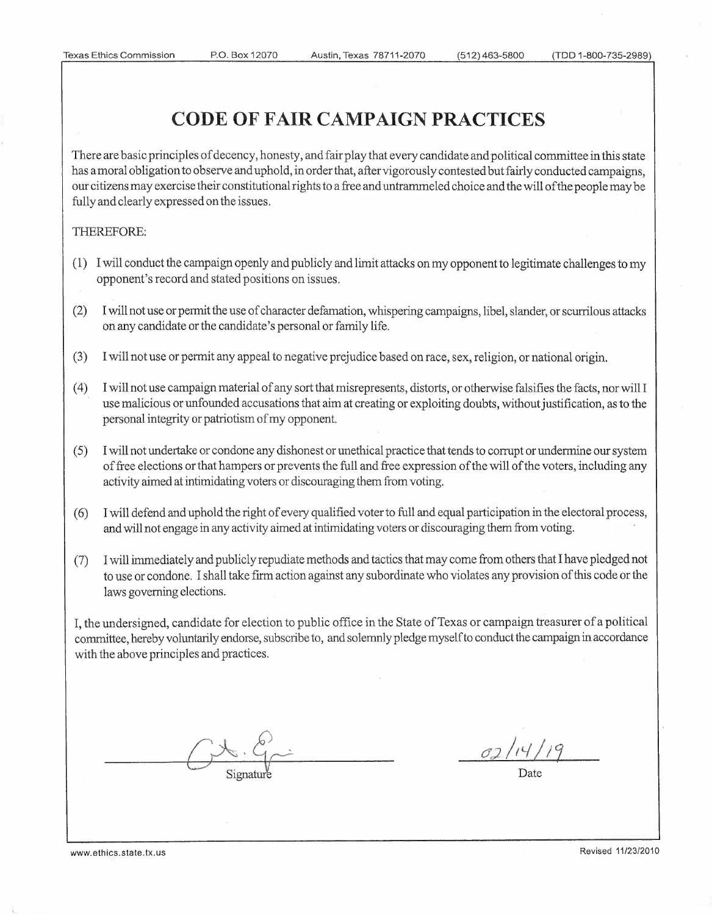Texas Ethics Commission P.O. Box 12070 Austin, Texas 78711-2070 (512) 463-5800 (TDD 1-800-735-2989)

# CODE OF FAIR CAMPAIGN PRACTICES

There are basic principles of decency, honesty, and fair play that every candidate and political committee in this state has a moral obligation to observe and uphold, in order that, after vigorously contested but fairly conducted campaigns, our citizens may exercise their constitutional rights to a free and untrammeled choice and the will of the people may be fully and clearly expressed on the issues.

THEREFORE:

(1) I will conduct the campaign openly and publicly and limit attacks on my opponent to legitimate challenges to my opponent's record and stated positions on issues.

(2) I will not use or permit the use of character defamation, whispering campaigns, libel, slander, or scurrilous attacks on any candidate or the candidate's personal or family life.

(3) I will not use or permit any appeal to negative prejudice based on race, sex, religion, or national origin.

(4) I will not use campaign material of any sort that misrepresents, distorts, or otherwise falsifies the facts, nor will I use malicious or unfounded accusations that aim at creating or exploiting doubts, without justification, as to the personal integrity or patriotism of my opponent.

(5) I will not undertake or condone any dishonest or unethical practice that tends to corrupt or undermine our system of free elections or that hampers or prevents the full and free expression of the will of the voters, including any activity aimed at intimidating voters or discouraging them from voting.

(6) I will defend and uphold the right of every qualified voter to full and equal participation in the electoral process, and will not engage in any activity aimed at intimidating voters or discouraging them from voting.

(7) I will immediately and publicly repudiate methods and tactics that may come from others that I have pledged not to use or condone. I shall take firm action against any subordinate who violates any provision of this code or the laws governing elections.

I, the undersigned, candidate for election to public office in the State of Texas or campaign treasurer of a political committee, hereby voluntarily endorse, subscribe to, and solemnly pledge myself to conduct the campaign in accordance with the above principles and practices.

Signature: [signature] Date: 02/14/19

www.ethics.state.tx.us Revised 11/23/2010